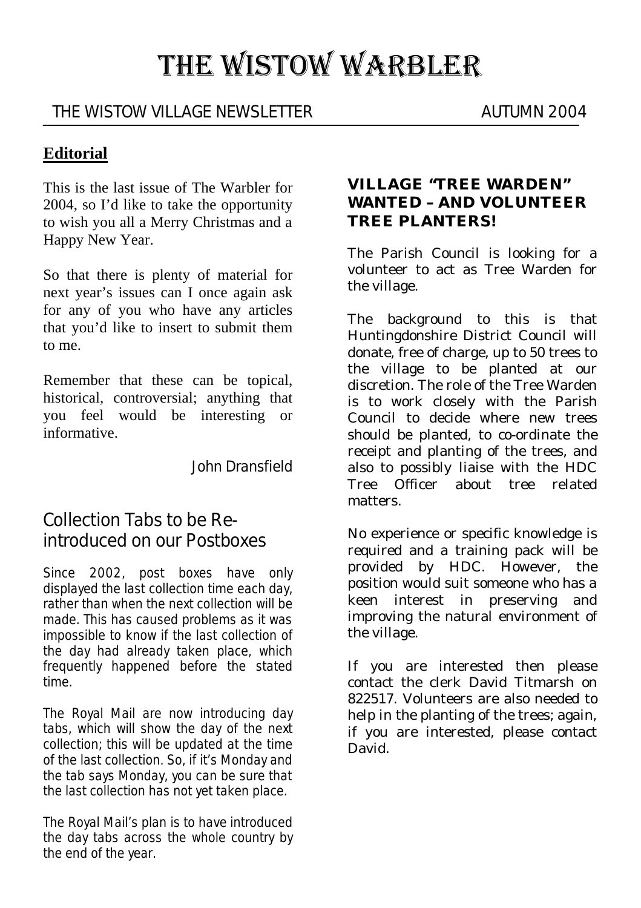# THE WISTOW WARBLER

THE WISTOW VILLAGE NEWSLETTER AUTUMN 2004

## Editorial

This is the last issue of The Warbler for 2004, so I'd like to take the opportunity to wish you all a Merry Christmas and a Happy New Year.

So that there is plenty of material for next year's issues can I once again ask for any of you who have any articles that you'd like to insert to submit them to me.

Remember that these can be topical, historical, controversial; anything that you feel would be interesting or informative.

John Dransfield

## Collection Tabs to be Re-introduced on our Postboxes

Since 2002, post boxes have only displayed the last collection time each day, rather than when the next collection will be made. This has caused problems as it was impossible to know if the last collection of the day had already taken place, which frequently happened before the stated time.

The Royal Mail are now introducing day tabs, which will show the day of the next collection; this will be updated at the time of the last collection. So, if it's Monday and the tab says Monday, you can be sure that the last collection has not yet taken place.

The Royal Mail's plan is to have introduced the day tabs across the whole country by the end of the year.

## VILLAGE "TREE WARDEN" WANTED – AND VOLUNTEER TREE PLANTERS!

The Parish Council is looking for a volunteer to act as Tree Warden for the village.

The background to this is that Huntingdonshire District Council will donate, free of charge, up to 50 trees to the village to be planted at our discretion. The role of the Tree Warden is to work closely with the Parish Council to decide where new trees should be planted, to co-ordinate the receipt and planting of the trees, and also to possibly liaise with the HDC Tree Officer about tree related matters.

No experience or specific knowledge is required and a training pack will be provided by HDC. However, the position would suit someone who has a keen interest in preserving and improving the natural environment of the village.

If you are interested then please contact the clerk David Titmarsh on 822517. Volunteers are also needed to help in the planting of the trees; again, if you are interested, please contact David.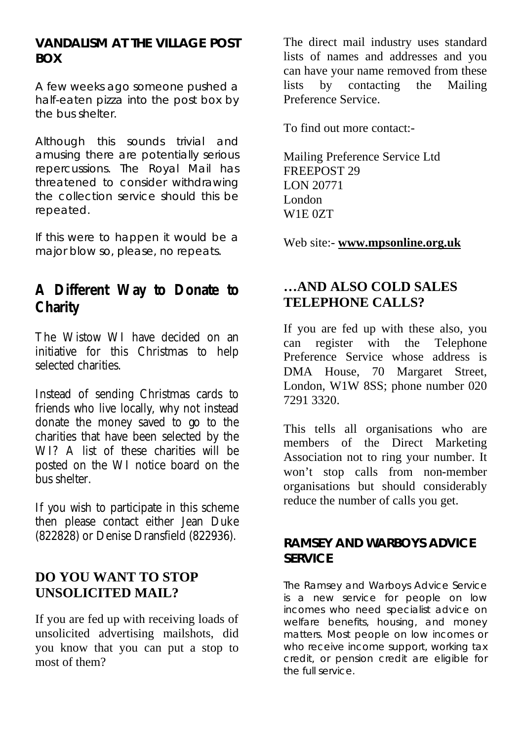## VANDALISM AT THE VILLAGE POST BOX

A few weeks ago someone pushed a half-eaten pizza into the post box by the bus shelter.

Although this sounds trivial and amusing there are potentially serious repercussions. The Royal Mail has threatened to consider withdrawing the collection service should this be repeated.

If this were to happen it would be a major blow so, please, no repeats.

## A Different Way to Donate to Charity

The Wistow WI have decided on an initiative for this Christmas to help selected charities.

Instead of sending Christmas cards to friends who live locally, why not instead donate the money saved to go to the charities that have been selected by the WI? A list of these charities will be posted on the WI notice board on the bus shelter.

If you wish to participate in this scheme then please contact either Jean Duke (822828) or Denise Dransfield (822936).

## DO YOU WANT TO STOP UNSOLICITED MAIL?

If you are fed up with receiving loads of unsolicited advertising mailshots, did you know that you can put a stop to most of them?

The direct mail industry uses standard lists of names and addresses and you can have your name removed from these lists by contacting the Mailing Preference Service.

To find out more contact:-

Mailing Preference Service Ltd
FREEPOST 29
LON 20771
London
W1E 0ZT

Web site:- **www.mpsonline.org.uk**

## …AND ALSO COLD SALES TELEPHONE CALLS?

If you are fed up with these also, you can register with the Telephone Preference Service whose address is DMA House, 70 Margaret Street, London, W1W 8SS; phone number 020 7291 3320.

This tells all organisations who are members of the Direct Marketing Association not to ring your number. It won't stop calls from non-member organisations but should considerably reduce the number of calls you get.

## RAMSEY AND WARBOYS ADVICE SERVICE

The Ramsey and Warboys Advice Service is a new service for people on low incomes who need specialist advice on welfare benefits, housing, and money matters. Most people on low incomes or who receive income support, working tax credit, or pension credit are eligible for the full service.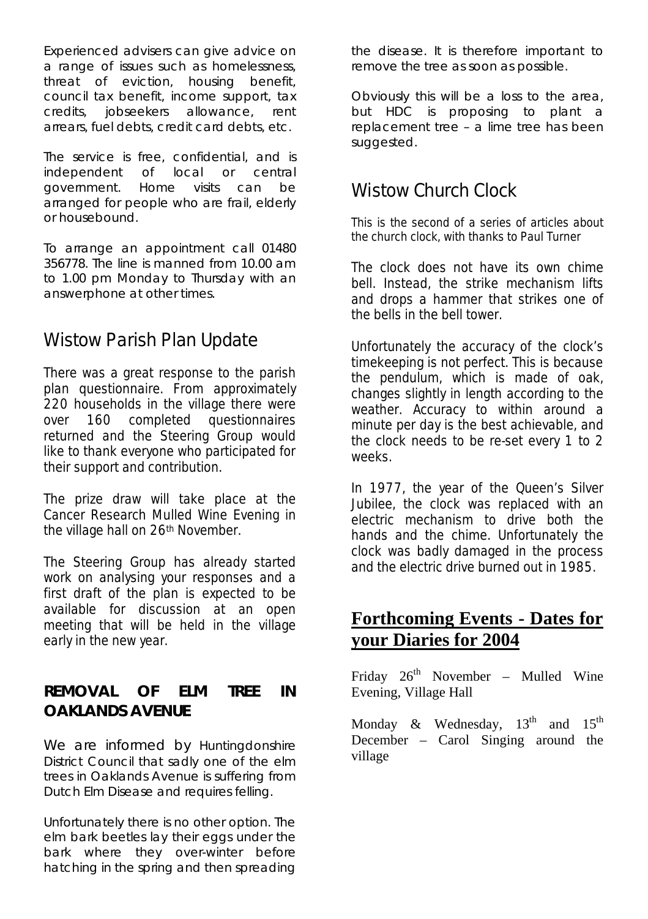Experienced advisers can give advice on a range of issues such as homelessness, threat of eviction, housing benefit, council tax benefit, income support, tax credits, jobseekers allowance, rent arrears, fuel debts, credit card debts, etc.

The service is free, confidential, and is independent of local or central government. Home visits can be arranged for people who are frail, elderly or housebound.

To arrange an appointment call 01480 356778. The line is manned from 10.00 am to 1.00 pm Monday to Thursday with an answerphone at other times.

## Wistow Parish Plan Update

There was a great response to the parish plan questionnaire. From approximately 220 households in the village there were over 160 completed questionnaires returned and the Steering Group would like to thank everyone who participated for their support and contribution.

The prize draw will take place at the Cancer Research Mulled Wine Evening in the village hall on 26th November.

The Steering Group has already started work on analysing your responses and a first draft of the plan is expected to be available for discussion at an open meeting that will be held in the village early in the new year.

### REMOVAL OF ELM TREE IN OAKLANDS AVENUE

We are informed by Huntingdonshire District Council that sadly one of the elm trees in Oaklands Avenue is suffering from Dutch Elm Disease and requires felling.

Unfortunately there is no other option. The elm bark beetles lay their eggs under the bark where they over-winter before hatching in the spring and then spreading the disease. It is therefore important to remove the tree as soon as possible.

Obviously this will be a loss to the area, but HDC is proposing to plant a replacement tree – a lime tree has been suggested.

## Wistow Church Clock

This is the second of a series of articles about the church clock, with thanks to Paul Turner

The clock does not have its own chime bell. Instead, the strike mechanism lifts and drops a hammer that strikes one of the bells in the bell tower.

Unfortunately the accuracy of the clock's timekeeping is not perfect. This is because the pendulum, which is made of oak, changes slightly in length according to the weather. Accuracy to within around a minute per day is the best achievable, and the clock needs to be re-set every 1 to 2 weeks.

In 1977, the year of the Queen's Silver Jubilee, the clock was replaced with an electric mechanism to drive both the hands and the chime. Unfortunately the clock was badly damaged in the process and the electric drive burned out in 1985.

## Forthcoming Events - Dates for your Diaries for 2004

Friday 26th November – Mulled Wine Evening, Village Hall

Monday & Wednesday, 13th and 15th December – Carol Singing around the village